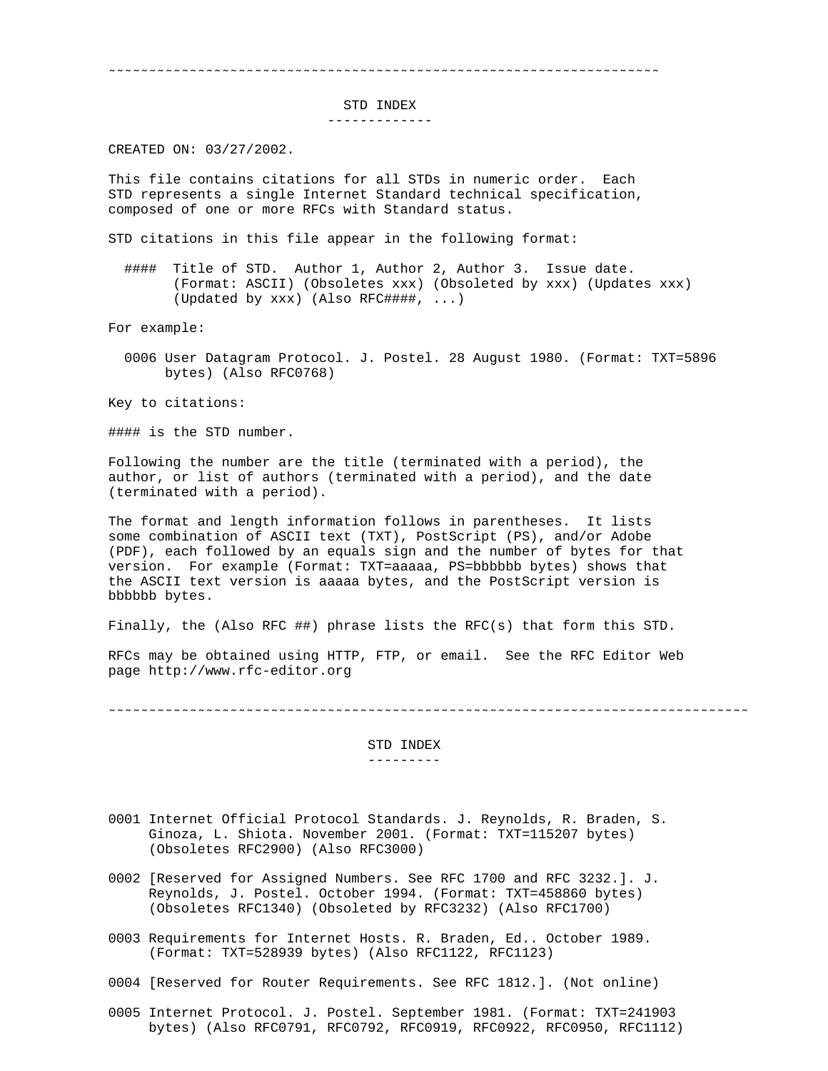~~~~~~~~~~~~~~~~~~~~~~~~~~~~~~~~~~~~~~~~~~~~~~~~~~~~~~~~~~~~~~~~~~~~

# STD INDEX

CREATED ON: 03/27/2002.

This file contains citations for all STDs in numeric order. Each STD represents a single Internet Standard technical specification, composed of one or more RFCs with Standard status.

STD citations in this file appear in the following format:

```
  ####  Title of STD.  Author 1, Author 2, Author 3.  Issue date.
        (Format: ASCII) (Obsoletes xxx) (Obsoleted by xxx) (Updates xxx)
        (Updated by xxx) (Also RFC####, ...)
```

For example:

```
  0006 User Datagram Protocol. J. Postel. 28 August 1980. (Format: TXT=5896
       bytes) (Also RFC0768)
```

Key to citations:

#### is the STD number.

Following the number are the title (terminated with a period), the author, or list of authors (terminated with a period), and the date (terminated with a period).

The format and length information follows in parentheses. It lists some combination of ASCII text (TXT), PostScript (PS), and/or Adobe (PDF), each followed by an equals sign and the number of bytes for that version. For example (Format: TXT=aaaaa, PS=bbbbbb bytes) shows that the ASCII text version is aaaaa bytes, and the PostScript version is bbbbbb bytes.

Finally, the (Also RFC ##) phrase lists the RFC(s) that form this STD.

RFCs may be obtained using HTTP, FTP, or email. See the RFC Editor Web page http://www.rfc-editor.org

~~~~~~~~~~~~~~~~~~~~~~~~~~~~~~~~~~~~~~~~~~~~~~~~~~~~~~~~~~~~~~~~~~~~~~~~~~~~~~~

# STD INDEX

0001 Internet Official Protocol Standards. J. Reynolds, R. Braden, S. Ginoza, L. Shiota. November 2001. (Format: TXT=115207 bytes) (Obsoletes RFC2900) (Also RFC3000)

0002 [Reserved for Assigned Numbers. See RFC 1700 and RFC 3232.]. J. Reynolds, J. Postel. October 1994. (Format: TXT=458860 bytes) (Obsoletes RFC1340) (Obsoleted by RFC3232) (Also RFC1700)

0003 Requirements for Internet Hosts. R. Braden, Ed.. October 1989. (Format: TXT=528939 bytes) (Also RFC1122, RFC1123)

0004 [Reserved for Router Requirements. See RFC 1812.]. (Not online)

0005 Internet Protocol. J. Postel. September 1981. (Format: TXT=241903 bytes) (Also RFC0791, RFC0792, RFC0919, RFC0922, RFC0950, RFC1112)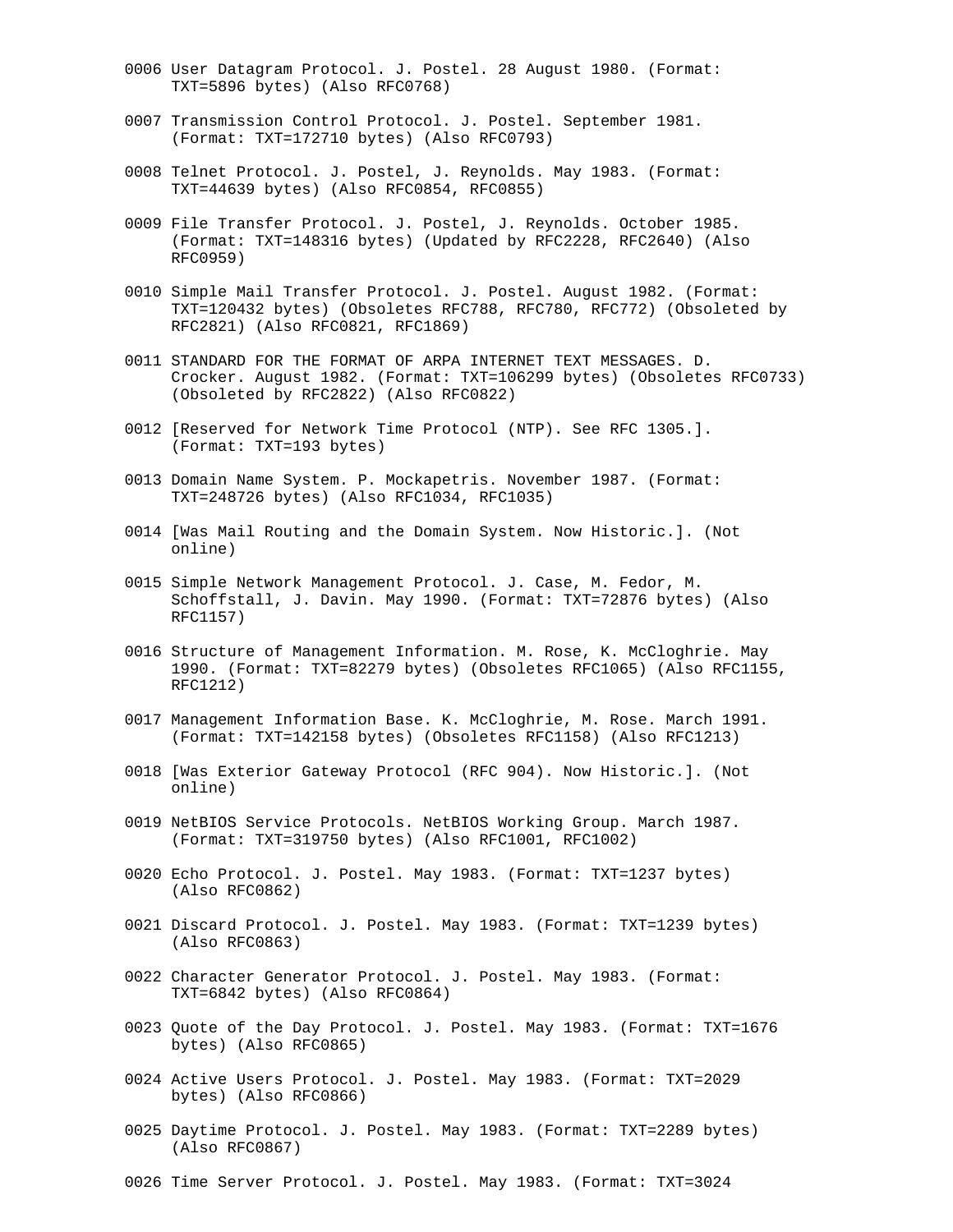0006 User Datagram Protocol. J. Postel. 28 August 1980. (Format: TXT=5896 bytes) (Also RFC0768)

0007 Transmission Control Protocol. J. Postel. September 1981. (Format: TXT=172710 bytes) (Also RFC0793)

0008 Telnet Protocol. J. Postel, J. Reynolds. May 1983. (Format: TXT=44639 bytes) (Also RFC0854, RFC0855)

0009 File Transfer Protocol. J. Postel, J. Reynolds. October 1985. (Format: TXT=148316 bytes) (Updated by RFC2228, RFC2640) (Also RFC0959)

0010 Simple Mail Transfer Protocol. J. Postel. August 1982. (Format: TXT=120432 bytes) (Obsoletes RFC788, RFC780, RFC772) (Obsoleted by RFC2821) (Also RFC0821, RFC1869)

0011 STANDARD FOR THE FORMAT OF ARPA INTERNET TEXT MESSAGES. D. Crocker. August 1982. (Format: TXT=106299 bytes) (Obsoletes RFC0733) (Obsoleted by RFC2822) (Also RFC0822)

0012 [Reserved for Network Time Protocol (NTP). See RFC 1305.]. (Format: TXT=193 bytes)

0013 Domain Name System. P. Mockapetris. November 1987. (Format: TXT=248726 bytes) (Also RFC1034, RFC1035)

0014 [Was Mail Routing and the Domain System. Now Historic.]. (Not online)

0015 Simple Network Management Protocol. J. Case, M. Fedor, M. Schoffstall, J. Davin. May 1990. (Format: TXT=72876 bytes) (Also RFC1157)

0016 Structure of Management Information. M. Rose, K. McCloghrie. May 1990. (Format: TXT=82279 bytes) (Obsoletes RFC1065) (Also RFC1155, RFC1212)

0017 Management Information Base. K. McCloghrie, M. Rose. March 1991. (Format: TXT=142158 bytes) (Obsoletes RFC1158) (Also RFC1213)

0018 [Was Exterior Gateway Protocol (RFC 904). Now Historic.]. (Not online)

0019 NetBIOS Service Protocols. NetBIOS Working Group. March 1987. (Format: TXT=319750 bytes) (Also RFC1001, RFC1002)

0020 Echo Protocol. J. Postel. May 1983. (Format: TXT=1237 bytes) (Also RFC0862)

0021 Discard Protocol. J. Postel. May 1983. (Format: TXT=1239 bytes) (Also RFC0863)

0022 Character Generator Protocol. J. Postel. May 1983. (Format: TXT=6842 bytes) (Also RFC0864)

0023 Quote of the Day Protocol. J. Postel. May 1983. (Format: TXT=1676 bytes) (Also RFC0865)

0024 Active Users Protocol. J. Postel. May 1983. (Format: TXT=2029 bytes) (Also RFC0866)

0025 Daytime Protocol. J. Postel. May 1983. (Format: TXT=2289 bytes) (Also RFC0867)

0026 Time Server Protocol. J. Postel. May 1983. (Format: TXT=3024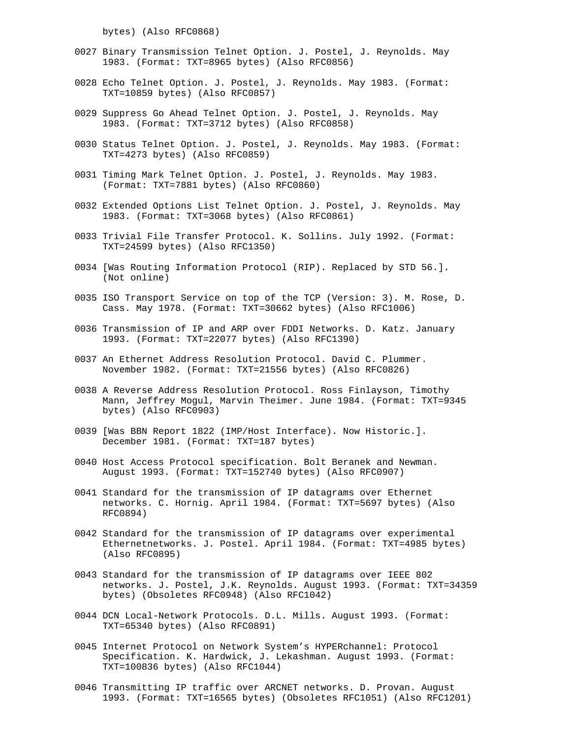bytes) (Also RFC0868)

0027 Binary Transmission Telnet Option. J. Postel, J. Reynolds. May 1983. (Format: TXT=8965 bytes) (Also RFC0856)

0028 Echo Telnet Option. J. Postel, J. Reynolds. May 1983. (Format: TXT=10859 bytes) (Also RFC0857)

0029 Suppress Go Ahead Telnet Option. J. Postel, J. Reynolds. May 1983. (Format: TXT=3712 bytes) (Also RFC0858)

0030 Status Telnet Option. J. Postel, J. Reynolds. May 1983. (Format: TXT=4273 bytes) (Also RFC0859)

0031 Timing Mark Telnet Option. J. Postel, J. Reynolds. May 1983. (Format: TXT=7881 bytes) (Also RFC0860)

0032 Extended Options List Telnet Option. J. Postel, J. Reynolds. May 1983. (Format: TXT=3068 bytes) (Also RFC0861)

0033 Trivial File Transfer Protocol. K. Sollins. July 1992. (Format: TXT=24599 bytes) (Also RFC1350)

0034 [Was Routing Information Protocol (RIP). Replaced by STD 56.]. (Not online)

0035 ISO Transport Service on top of the TCP (Version: 3). M. Rose, D. Cass. May 1978. (Format: TXT=30662 bytes) (Also RFC1006)

0036 Transmission of IP and ARP over FDDI Networks. D. Katz. January 1993. (Format: TXT=22077 bytes) (Also RFC1390)

0037 An Ethernet Address Resolution Protocol. David C. Plummer. November 1982. (Format: TXT=21556 bytes) (Also RFC0826)

0038 A Reverse Address Resolution Protocol. Ross Finlayson, Timothy Mann, Jeffrey Mogul, Marvin Theimer. June 1984. (Format: TXT=9345 bytes) (Also RFC0903)

0039 [Was BBN Report 1822 (IMP/Host Interface). Now Historic.]. December 1981. (Format: TXT=187 bytes)

0040 Host Access Protocol specification. Bolt Beranek and Newman. August 1993. (Format: TXT=152740 bytes) (Also RFC0907)

0041 Standard for the transmission of IP datagrams over Ethernet networks. C. Hornig. April 1984. (Format: TXT=5697 bytes) (Also RFC0894)

0042 Standard for the transmission of IP datagrams over experimental Ethernetnetworks. J. Postel. April 1984. (Format: TXT=4985 bytes) (Also RFC0895)

0043 Standard for the transmission of IP datagrams over IEEE 802 networks. J. Postel, J.K. Reynolds. August 1993. (Format: TXT=34359 bytes) (Obsoletes RFC0948) (Also RFC1042)

0044 DCN Local-Network Protocols. D.L. Mills. August 1993. (Format: TXT=65340 bytes) (Also RFC0891)

0045 Internet Protocol on Network System's HYPERchannel: Protocol Specification. K. Hardwick, J. Lekashman. August 1993. (Format: TXT=100836 bytes) (Also RFC1044)

0046 Transmitting IP traffic over ARCNET networks. D. Provan. August 1993. (Format: TXT=16565 bytes) (Obsoletes RFC1051) (Also RFC1201)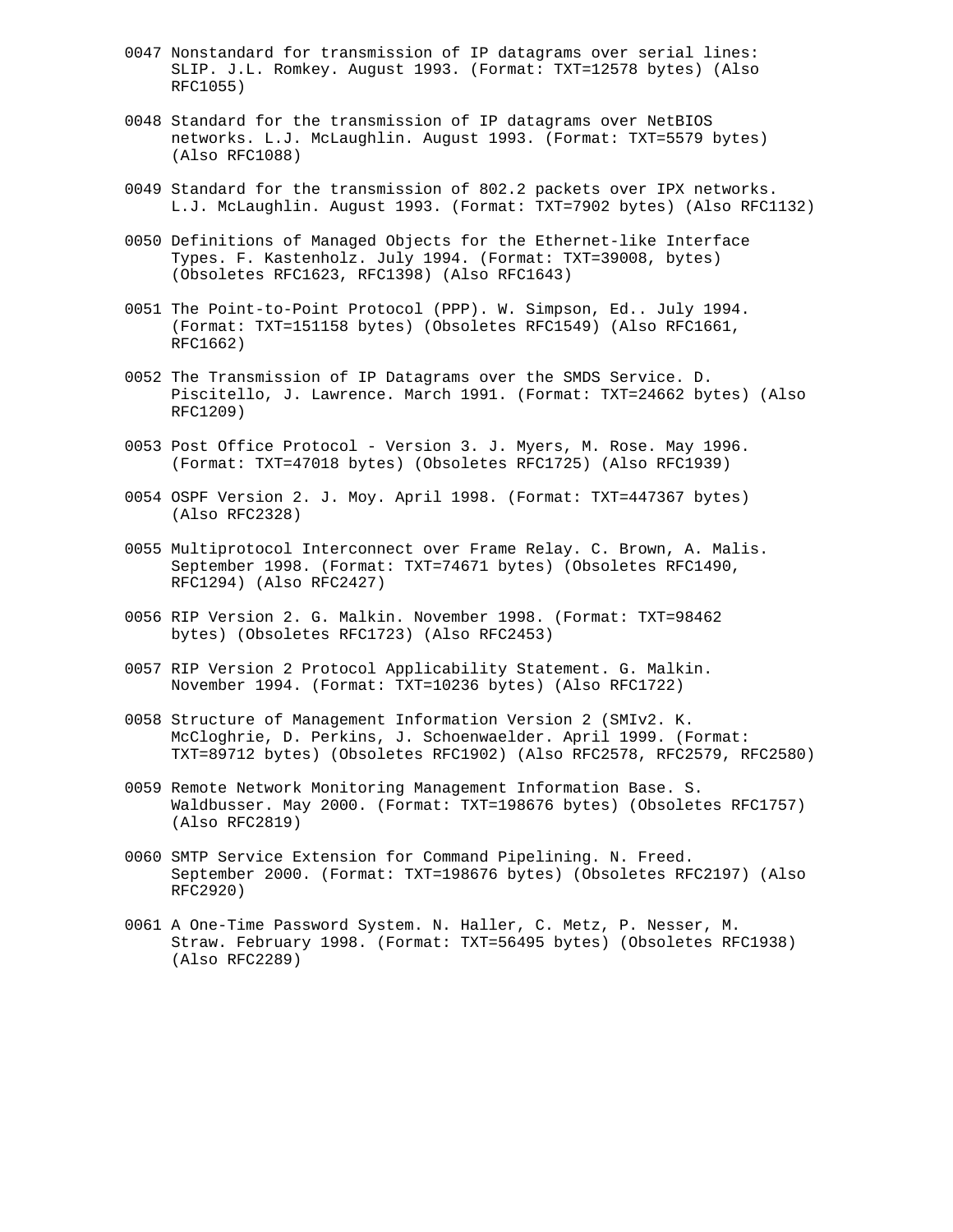0047 Nonstandard for transmission of IP datagrams over serial lines: SLIP. J.L. Romkey. August 1993. (Format: TXT=12578 bytes) (Also RFC1055)

0048 Standard for the transmission of IP datagrams over NetBIOS networks. L.J. McLaughlin. August 1993. (Format: TXT=5579 bytes) (Also RFC1088)

0049 Standard for the transmission of 802.2 packets over IPX networks. L.J. McLaughlin. August 1993. (Format: TXT=7902 bytes) (Also RFC1132)

0050 Definitions of Managed Objects for the Ethernet-like Interface Types. F. Kastenholz. July 1994. (Format: TXT=39008, bytes) (Obsoletes RFC1623, RFC1398) (Also RFC1643)

0051 The Point-to-Point Protocol (PPP). W. Simpson, Ed.. July 1994. (Format: TXT=151158 bytes) (Obsoletes RFC1549) (Also RFC1661, RFC1662)

0052 The Transmission of IP Datagrams over the SMDS Service. D. Piscitello, J. Lawrence. March 1991. (Format: TXT=24662 bytes) (Also RFC1209)

0053 Post Office Protocol - Version 3. J. Myers, M. Rose. May 1996. (Format: TXT=47018 bytes) (Obsoletes RFC1725) (Also RFC1939)

0054 OSPF Version 2. J. Moy. April 1998. (Format: TXT=447367 bytes) (Also RFC2328)

0055 Multiprotocol Interconnect over Frame Relay. C. Brown, A. Malis. September 1998. (Format: TXT=74671 bytes) (Obsoletes RFC1490, RFC1294) (Also RFC2427)

0056 RIP Version 2. G. Malkin. November 1998. (Format: TXT=98462 bytes) (Obsoletes RFC1723) (Also RFC2453)

0057 RIP Version 2 Protocol Applicability Statement. G. Malkin. November 1994. (Format: TXT=10236 bytes) (Also RFC1722)

0058 Structure of Management Information Version 2 (SMIv2. K. McCloghrie, D. Perkins, J. Schoenwaelder. April 1999. (Format: TXT=89712 bytes) (Obsoletes RFC1902) (Also RFC2578, RFC2579, RFC2580)

0059 Remote Network Monitoring Management Information Base. S. Waldbusser. May 2000. (Format: TXT=198676 bytes) (Obsoletes RFC1757) (Also RFC2819)

0060 SMTP Service Extension for Command Pipelining. N. Freed. September 2000. (Format: TXT=198676 bytes) (Obsoletes RFC2197) (Also RFC2920)

0061 A One-Time Password System. N. Haller, C. Metz, P. Nesser, M. Straw. February 1998. (Format: TXT=56495 bytes) (Obsoletes RFC1938) (Also RFC2289)